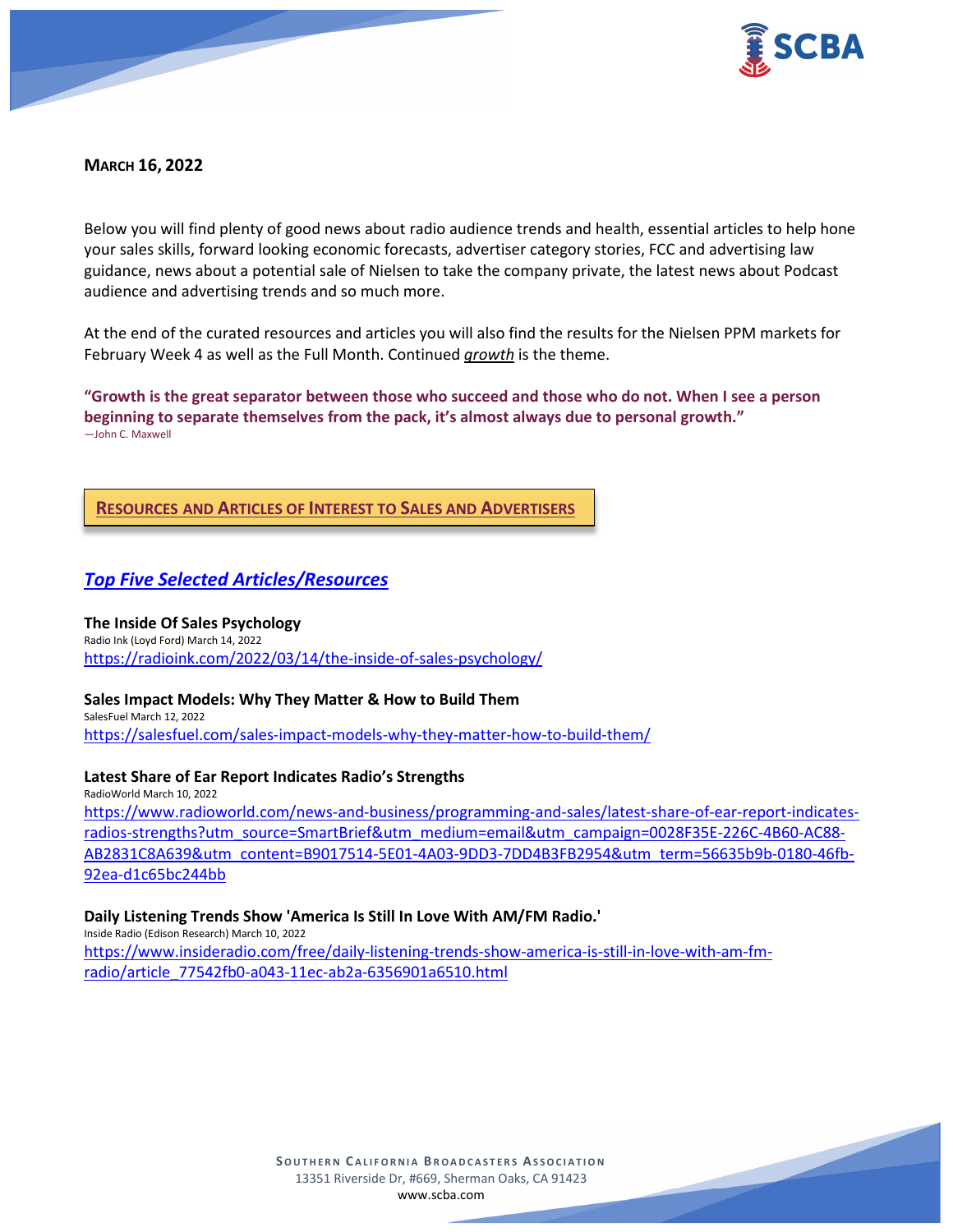**MARCH 16, 2022**

Below you will find plenty of good news about radio audience trends and health, essential articles to help hone your sales skills, forward looking economic forecasts, advertiser category stories, FCC and advertising law guidance, news about a potential sale of Nielsen to take the company private, the latest news about Podcast audience and advertising trends and so much more.

At the end of the curated resources and articles you will also find the results for the Nielsen PPM markets for February Week 4 as well as the Full Month. Continued *growth* is the theme.

**"Growth is the great separator between those who succeed and those who do not. When I see a person beginning to separate themselves from the pack, it's almost always due to personal growth."**
—John C. Maxwell

## RESOURCES AND ARTICLES OF INTEREST TO SALES AND ADVERTISERS

### *Top Five Selected Articles/Resources*

**The Inside Of Sales Psychology**
Radio Ink (Loyd Ford) March 14, 2022
https://radioink.com/2022/03/14/the-inside-of-sales-psychology/

**Sales Impact Models: Why They Matter & How to Build Them**
SalesFuel March 12, 2022
https://salesfuel.com/sales-impact-models-why-they-matter-how-to-build-them/

**Latest Share of Ear Report Indicates Radio's Strengths**
RadioWorld March 10, 2022
https://www.radioworld.com/news-and-business/programming-and-sales/latest-share-of-ear-report-indicates-radios-strengths?utm_source=SmartBrief&utm_medium=email&utm_campaign=0028F35E-226C-4B60-AC88-AB2831C8A639&utm_content=B9017514-5E01-4A03-9DD3-7DD4B3FB2954&utm_term=56635b9b-0180-46fb-92ea-d1c65bc244bb

**Daily Listening Trends Show 'America Is Still In Love With AM/FM Radio.'**
Inside Radio (Edison Research) March 10, 2022
https://www.insideradio.com/free/daily-listening-trends-show-america-is-still-in-love-with-am-fm-radio/article_77542fb0-a043-11ec-ab2a-6356901a6510.html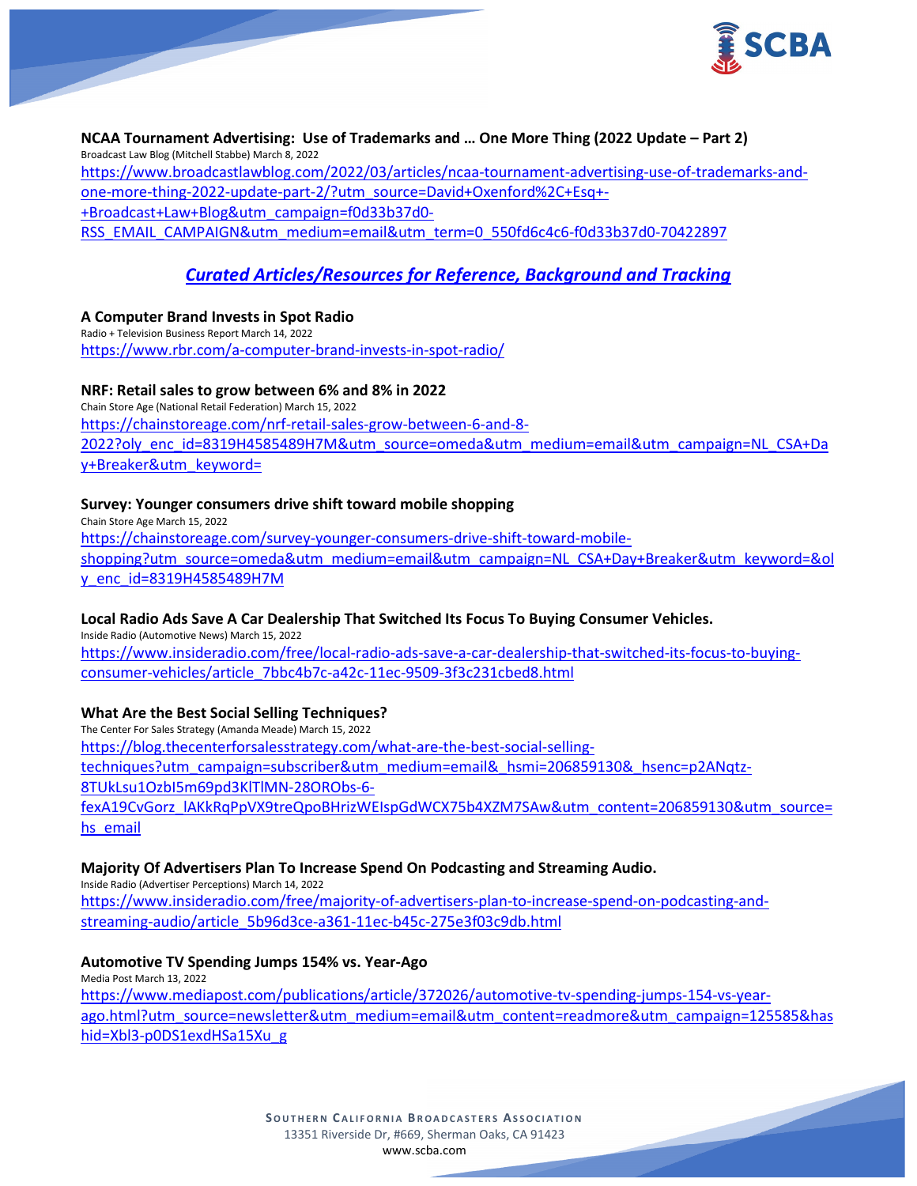**NCAA Tournament Advertising: Use of Trademarks and … One More Thing (2022 Update – Part 2)**
Broadcast Law Blog (Mitchell Stabbe) March 8, 2022
https://www.broadcastlawblog.com/2022/03/articles/ncaa-tournament-advertising-use-of-trademarks-and-one-more-thing-2022-update-part-2/?utm_source=David+Oxenford%2C+Esq+-+Broadcast+Law+Blog&utm_campaign=f0d33b37d0-RSS_EMAIL_CAMPAIGN&utm_medium=email&utm_term=0_550fd6c4c6-f0d33b37d0-70422897

## *Curated Articles/Resources for Reference, Background and Tracking*

**A Computer Brand Invests in Spot Radio**
Radio + Television Business Report March 14, 2022
https://www.rbr.com/a-computer-brand-invests-in-spot-radio/

**NRF: Retail sales to grow between 6% and 8% in 2022**
Chain Store Age (National Retail Federation) March 15, 2022
https://chainstoreage.com/nrf-retail-sales-grow-between-6-and-8-2022?oly_enc_id=8319H4585489H7M&utm_source=omeda&utm_medium=email&utm_campaign=NL_CSA+Day+Breaker&utm_keyword=

**Survey: Younger consumers drive shift toward mobile shopping**
Chain Store Age March 15, 2022
https://chainstoreage.com/survey-younger-consumers-drive-shift-toward-mobile-shopping?utm_source=omeda&utm_medium=email&utm_campaign=NL_CSA+Day+Breaker&utm_keyword=&oly_enc_id=8319H4585489H7M

**Local Radio Ads Save A Car Dealership That Switched Its Focus To Buying Consumer Vehicles.**
Inside Radio (Automotive News) March 15, 2022
https://www.insideradio.com/free/local-radio-ads-save-a-car-dealership-that-switched-its-focus-to-buying-consumer-vehicles/article_7bbc4b7c-a42c-11ec-9509-3f3c231cbed8.html

**What Are the Best Social Selling Techniques?**
The Center For Sales Strategy (Amanda Meade) March 15, 2022
https://blog.thecenterforsalesstrategy.com/what-are-the-best-social-selling-techniques?utm_campaign=subscriber&utm_medium=email&_hsmi=206859130&_hsenc=p2ANqtz-8TUkLsu1OzbI5m69pd3KlTlMN-28ORObs-6-fexA19CvGorz_lAKkRqPpVX9treQpoBHrizWEIspGdWCX75b4XZM7SAw&utm_content=206859130&utm_source=hs_email

**Majority Of Advertisers Plan To Increase Spend On Podcasting and Streaming Audio.**
Inside Radio (Advertiser Perceptions) March 14, 2022
https://www.insideradio.com/free/majority-of-advertisers-plan-to-increase-spend-on-podcasting-and-streaming-audio/article_5b96d3ce-a361-11ec-b45c-275e3f03c9db.html

**Automotive TV Spending Jumps 154% vs. Year-Ago**
Media Post March 13, 2022
https://www.mediapost.com/publications/article/372026/automotive-tv-spending-jumps-154-vs-year-ago.html?utm_source=newsletter&utm_medium=email&utm_content=readmore&utm_campaign=125585&hashid=Xbl3-p0DS1exdHSa15Xu_g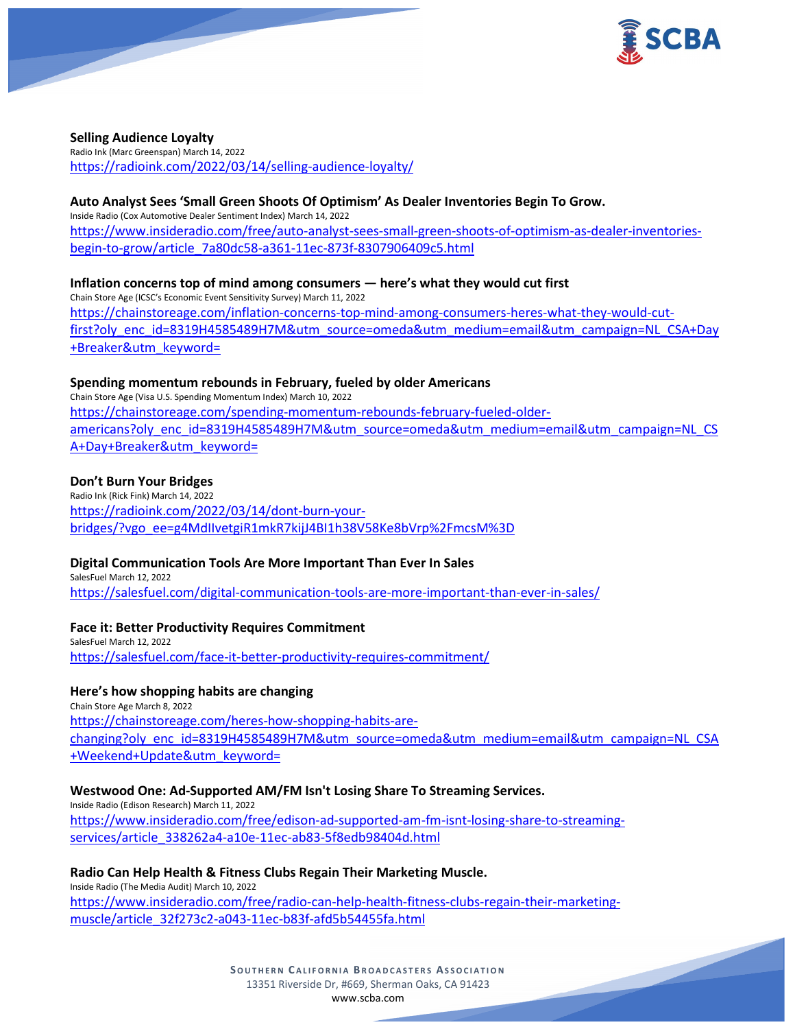**Selling Audience Loyalty**
Radio Ink (Marc Greenspan) March 14, 2022
https://radioink.com/2022/03/14/selling-audience-loyalty/

**Auto Analyst Sees 'Small Green Shoots Of Optimism' As Dealer Inventories Begin To Grow.**
Inside Radio (Cox Automotive Dealer Sentiment Index) March 14, 2022
https://www.insideradio.com/free/auto-analyst-sees-small-green-shoots-of-optimism-as-dealer-inventories-begin-to-grow/article_7a80dc58-a361-11ec-873f-8307906409c5.html

**Inflation concerns top of mind among consumers — here's what they would cut first**
Chain Store Age (ICSC's Economic Event Sensitivity Survey) March 11, 2022
https://chainstoreage.com/inflation-concerns-top-mind-among-consumers-heres-what-they-would-cut-first?oly_enc_id=8319H4585489H7M&utm_source=omeda&utm_medium=email&utm_campaign=NL_CSA+Day+Breaker&utm_keyword=

**Spending momentum rebounds in February, fueled by older Americans**
Chain Store Age (Visa U.S. Spending Momentum Index) March 10, 2022
https://chainstoreage.com/spending-momentum-rebounds-february-fueled-older-americans?oly_enc_id=8319H4585489H7M&utm_source=omeda&utm_medium=email&utm_campaign=NL_CSA+Day+Breaker&utm_keyword=

**Don't Burn Your Bridges**
Radio Ink (Rick Fink) March 14, 2022
https://radioink.com/2022/03/14/dont-burn-your-bridges/?vgo_ee=g4MdIIvetgiR1mkR7kijJ4BI1h38V58Ke8bVrp%2FmcsM%3D

**Digital Communication Tools Are More Important Than Ever In Sales**
SalesFuel March 12, 2022
https://salesfuel.com/digital-communication-tools-are-more-important-than-ever-in-sales/

**Face it: Better Productivity Requires Commitment**
SalesFuel March 12, 2022
https://salesfuel.com/face-it-better-productivity-requires-commitment/

**Here's how shopping habits are changing**
Chain Store Age March 8, 2022
https://chainstoreage.com/heres-how-shopping-habits-are-changing?oly_enc_id=8319H4585489H7M&utm_source=omeda&utm_medium=email&utm_campaign=NL_CSA+Weekend+Update&utm_keyword=

**Westwood One: Ad-Supported AM/FM Isn't Losing Share To Streaming Services.**
Inside Radio (Edison Research) March 11, 2022
https://www.insideradio.com/free/edison-ad-supported-am-fm-isnt-losing-share-to-streaming-services/article_338262a4-a10e-11ec-ab83-5f8edb98404d.html

**Radio Can Help Health & Fitness Clubs Regain Their Marketing Muscle.**
Inside Radio (The Media Audit) March 10, 2022
https://www.insideradio.com/free/radio-can-help-health-fitness-clubs-regain-their-marketing-muscle/article_32f273c2-a043-11ec-b83f-afd5b54455fa.html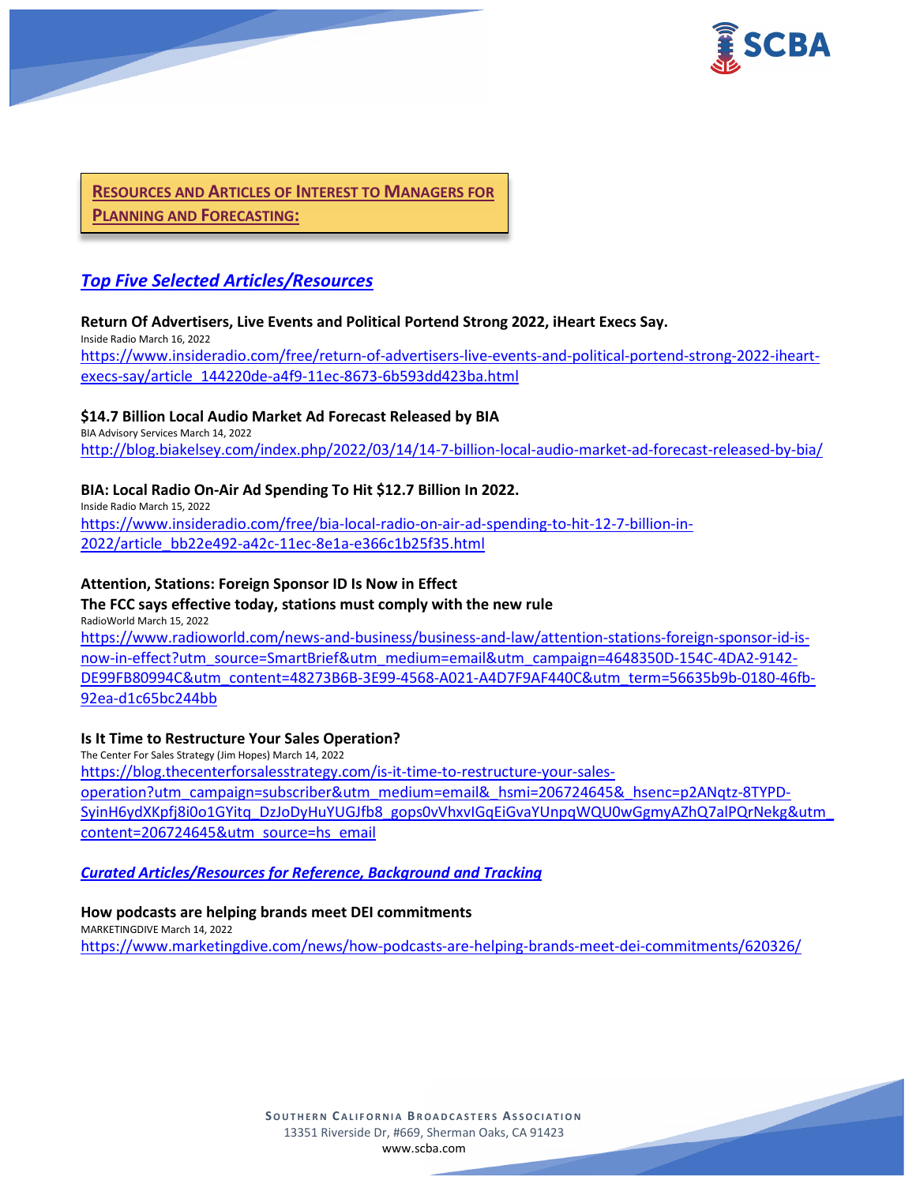## **Resources and Articles of Interest to Managers for Planning and Forecasting:**

### ***Top Five Selected Articles/Resources***

**Return Of Advertisers, Live Events and Political Portend Strong 2022, iHeart Execs Say.**
Inside Radio March 16, 2022
https://www.insideradio.com/free/return-of-advertisers-live-events-and-political-portend-strong-2022-iheart-execs-say/article_144220de-a4f9-11ec-8673-6b593dd423ba.html

**$14.7 Billion Local Audio Market Ad Forecast Released by BIA**
BIA Advisory Services March 14, 2022
http://blog.biakelsey.com/index.php/2022/03/14/14-7-billion-local-audio-market-ad-forecast-released-by-bia/

**BIA: Local Radio On-Air Ad Spending To Hit $12.7 Billion In 2022.**
Inside Radio March 15, 2022
https://www.insideradio.com/free/bia-local-radio-on-air-ad-spending-to-hit-12-7-billion-in-2022/article_bb22e492-a42c-11ec-8e1a-e366c1b25f35.html

**Attention, Stations: Foreign Sponsor ID Is Now in Effect**
**The FCC says effective today, stations must comply with the new rule**
RadioWorld March 15, 2022
https://www.radioworld.com/news-and-business/business-and-law/attention-stations-foreign-sponsor-id-is-now-in-effect?utm_source=SmartBrief&utm_medium=email&utm_campaign=4648350D-154C-4DA2-9142-DE99FB80994C&utm_content=48273B6B-3E99-4568-A021-A4D7F9AF440C&utm_term=56635b9b-0180-46fb-92ea-d1c65bc244bb

**Is It Time to Restructure Your Sales Operation?**
The Center For Sales Strategy (Jim Hopes) March 14, 2022
https://blog.thecenterforsalesstrategy.com/is-it-time-to-restructure-your-sales-operation?utm_campaign=subscriber&utm_medium=email&_hsmi=206724645&_hsenc=p2ANqtz-8TYPD-SyinH6ydXKpfj8i0o1GYitq_DzJoDyHuYUGJfb8_gops0vVhxvIGqEiGvaYUnpqWQU0wGgmyAZhQ7alPQrNekg&utm_content=206724645&utm_source=hs_email

### ***Curated Articles/Resources for Reference, Background and Tracking***

**How podcasts are helping brands meet DEI commitments**
MARKETINGDIVE March 14, 2022
https://www.marketingdive.com/news/how-podcasts-are-helping-brands-meet-dei-commitments/620326/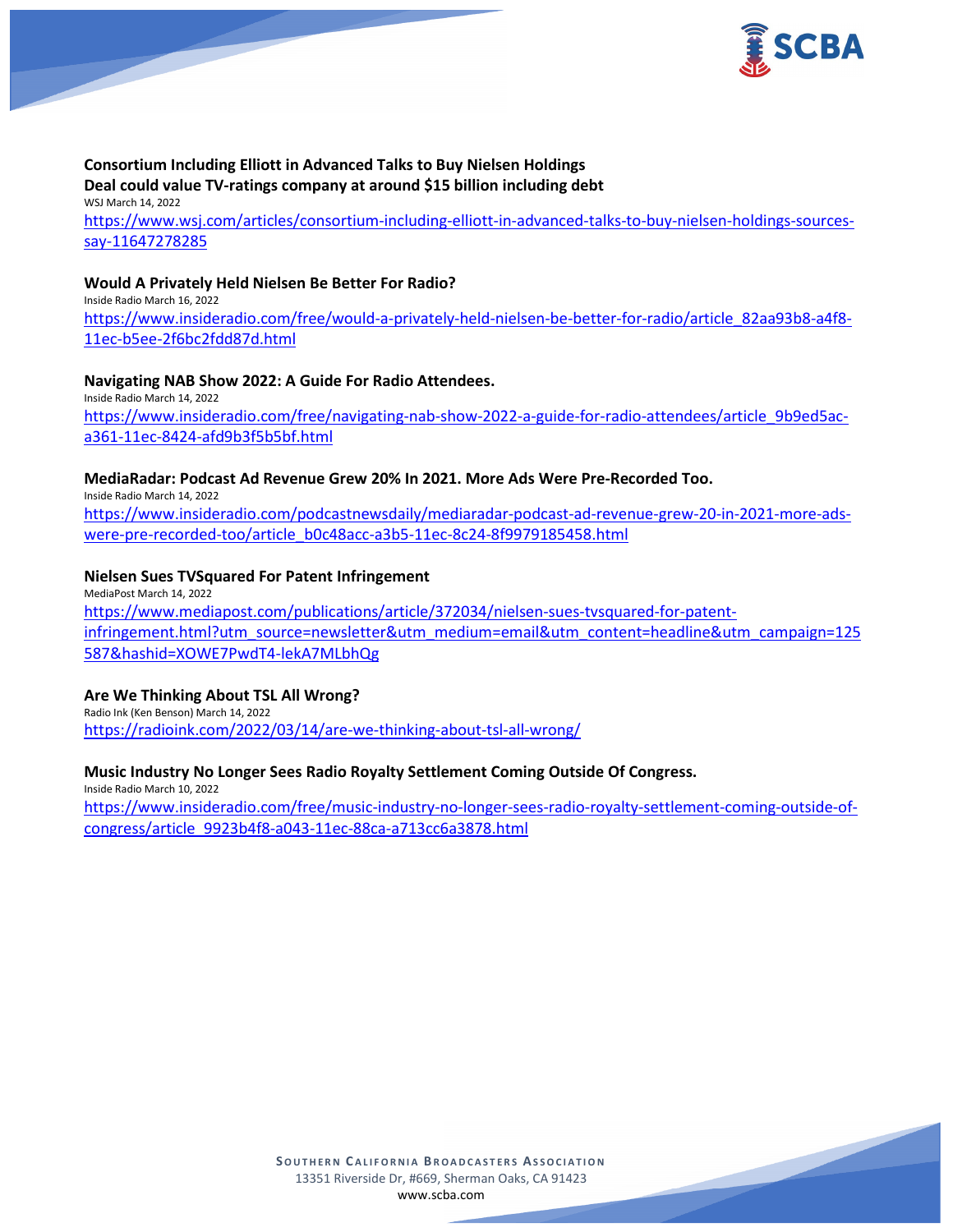**Consortium Including Elliott in Advanced Talks to Buy Nielsen Holdings**
**Deal could value TV-ratings company at around $15 billion including debt**
WSJ March 14, 2022
https://www.wsj.com/articles/consortium-including-elliott-in-advanced-talks-to-buy-nielsen-holdings-sources-say-11647278285

**Would A Privately Held Nielsen Be Better For Radio?**
Inside Radio March 16, 2022
https://www.insideradio.com/free/would-a-privately-held-nielsen-be-better-for-radio/article_82aa93b8-a4f8-11ec-b5ee-2f6bc2fdd87d.html

**Navigating NAB Show 2022: A Guide For Radio Attendees.**
Inside Radio March 14, 2022
https://www.insideradio.com/free/navigating-nab-show-2022-a-guide-for-radio-attendees/article_9b9ed5ac-a361-11ec-8424-afd9b3f5b5bf.html

**MediaRadar: Podcast Ad Revenue Grew 20% In 2021. More Ads Were Pre-Recorded Too.**
Inside Radio March 14, 2022
https://www.insideradio.com/podcastnewsdaily/mediaradar-podcast-ad-revenue-grew-20-in-2021-more-ads-were-pre-recorded-too/article_b0c48acc-a3b5-11ec-8c24-8f9979185458.html

**Nielsen Sues TVSquared For Patent Infringement**
MediaPost March 14, 2022
https://www.mediapost.com/publications/article/372034/nielsen-sues-tvsquared-for-patent-infringement.html?utm_source=newsletter&utm_medium=email&utm_content=headline&utm_campaign=125587&hashid=XOWE7PwdT4-lekA7MLbhQg

**Are We Thinking About TSL All Wrong?**
Radio Ink (Ken Benson) March 14, 2022
https://radioink.com/2022/03/14/are-we-thinking-about-tsl-all-wrong/

**Music Industry No Longer Sees Radio Royalty Settlement Coming Outside Of Congress.**
Inside Radio March 10, 2022
https://www.insideradio.com/free/music-industry-no-longer-sees-radio-royalty-settlement-coming-outside-of-congress/article_9923b4f8-a043-11ec-88ca-a713cc6a3878.html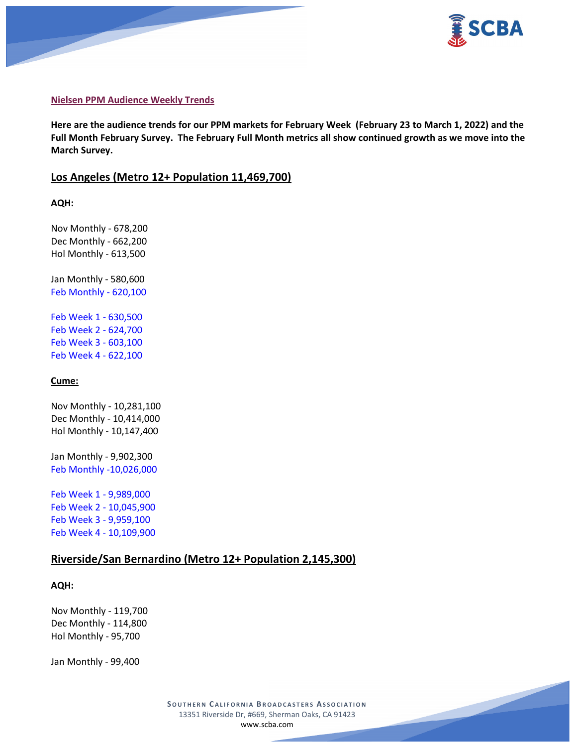**Nielsen PPM Audience Weekly Trends**

**Here are the audience trends for our PPM markets for February Week (February 23 to March 1, 2022) and the Full Month February Survey. The February Full Month metrics all show continued growth as we move into the March Survey.**

## Los Angeles (Metro 12+ Population 11,469,700)

**AQH:**

Nov Monthly - 678,200
Dec Monthly - 662,200
Hol Monthly - 613,500

Jan Monthly - 580,600
Feb Monthly - 620,100

Feb Week 1 - 630,500
Feb Week 2 - 624,700
Feb Week 3 - 603,100
Feb Week 4 - 622,100

**Cume:**

Nov Monthly - 10,281,100
Dec Monthly - 10,414,000
Hol Monthly - 10,147,400

Jan Monthly - 9,902,300
Feb Monthly -10,026,000

Feb Week 1 - 9,989,000
Feb Week 2 - 10,045,900
Feb Week 3 - 9,959,100
Feb Week 4 - 10,109,900

## Riverside/San Bernardino (Metro 12+ Population 2,145,300)

**AQH:**

Nov Monthly - 119,700
Dec Monthly - 114,800
Hol Monthly - 95,700

Jan Monthly - 99,400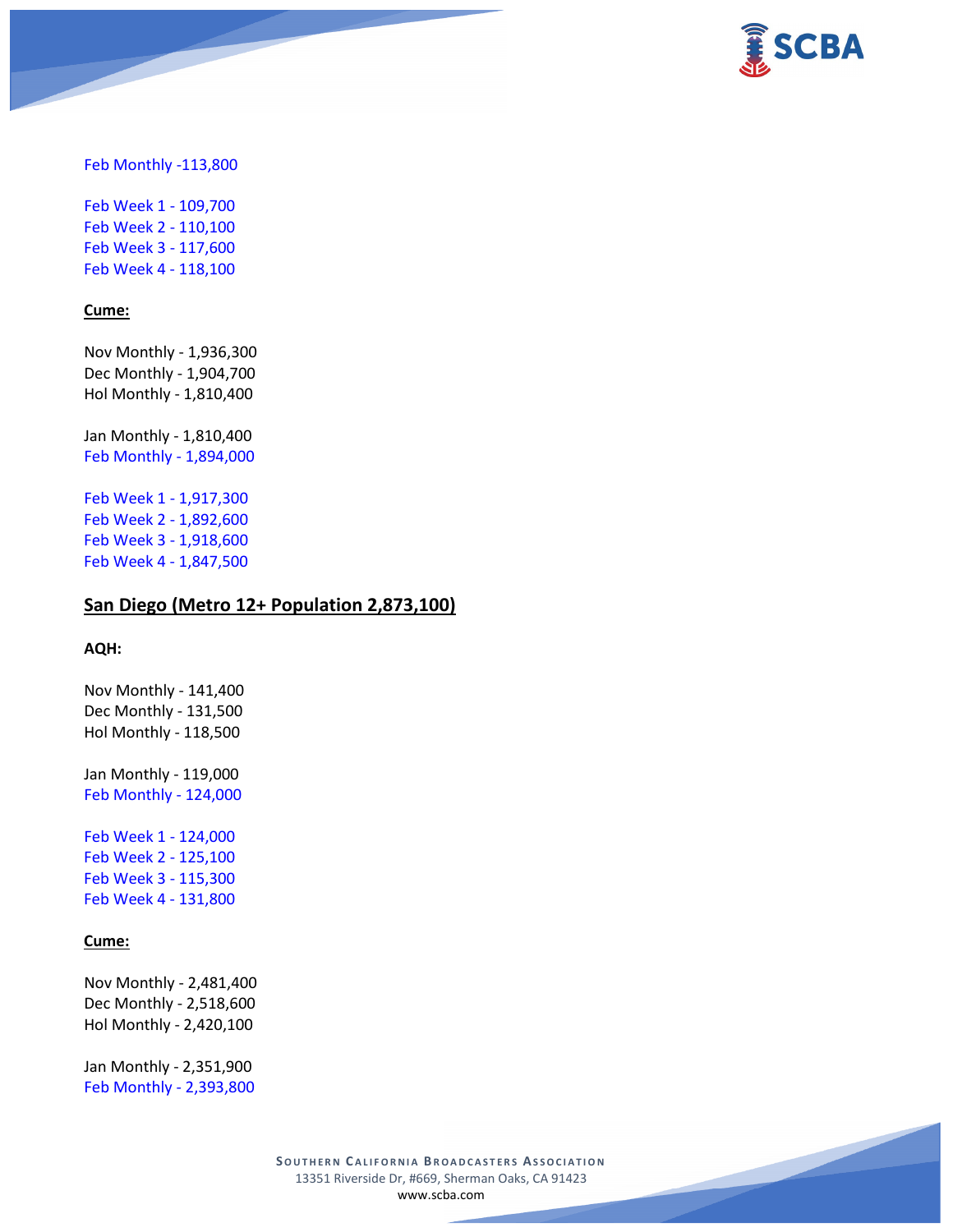Feb Monthly -113,800

Feb Week 1 - 109,700
Feb Week 2 - 110,100
Feb Week 3 - 117,600
Feb Week 4 - 118,100

**Cume:**

Nov Monthly - 1,936,300
Dec Monthly - 1,904,700
Hol Monthly - 1,810,400

Jan Monthly - 1,810,400
Feb Monthly - 1,894,000

Feb Week 1 - 1,917,300
Feb Week 2 - 1,892,600
Feb Week 3 - 1,918,600
Feb Week 4 - 1,847,500

## San Diego (Metro 12+ Population 2,873,100)

**AQH:**

Nov Monthly - 141,400
Dec Monthly - 131,500
Hol Monthly - 118,500

Jan Monthly - 119,000
Feb Monthly - 124,000

Feb Week 1 - 124,000
Feb Week 2 - 125,100
Feb Week 3 - 115,300
Feb Week 4 - 131,800

**Cume:**

Nov Monthly - 2,481,400
Dec Monthly - 2,518,600
Hol Monthly - 2,420,100

Jan Monthly - 2,351,900
Feb Monthly - 2,393,800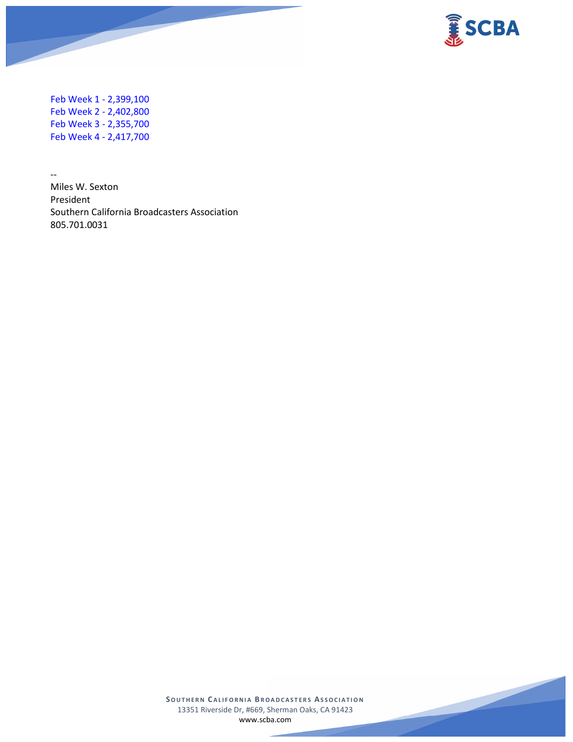Feb Week 1 - 2,399,100
Feb Week 2 - 2,402,800
Feb Week 3 - 2,355,700
Feb Week 4 - 2,417,700

--
Miles W. Sexton
President
Southern California Broadcasters Association
805.701.0031